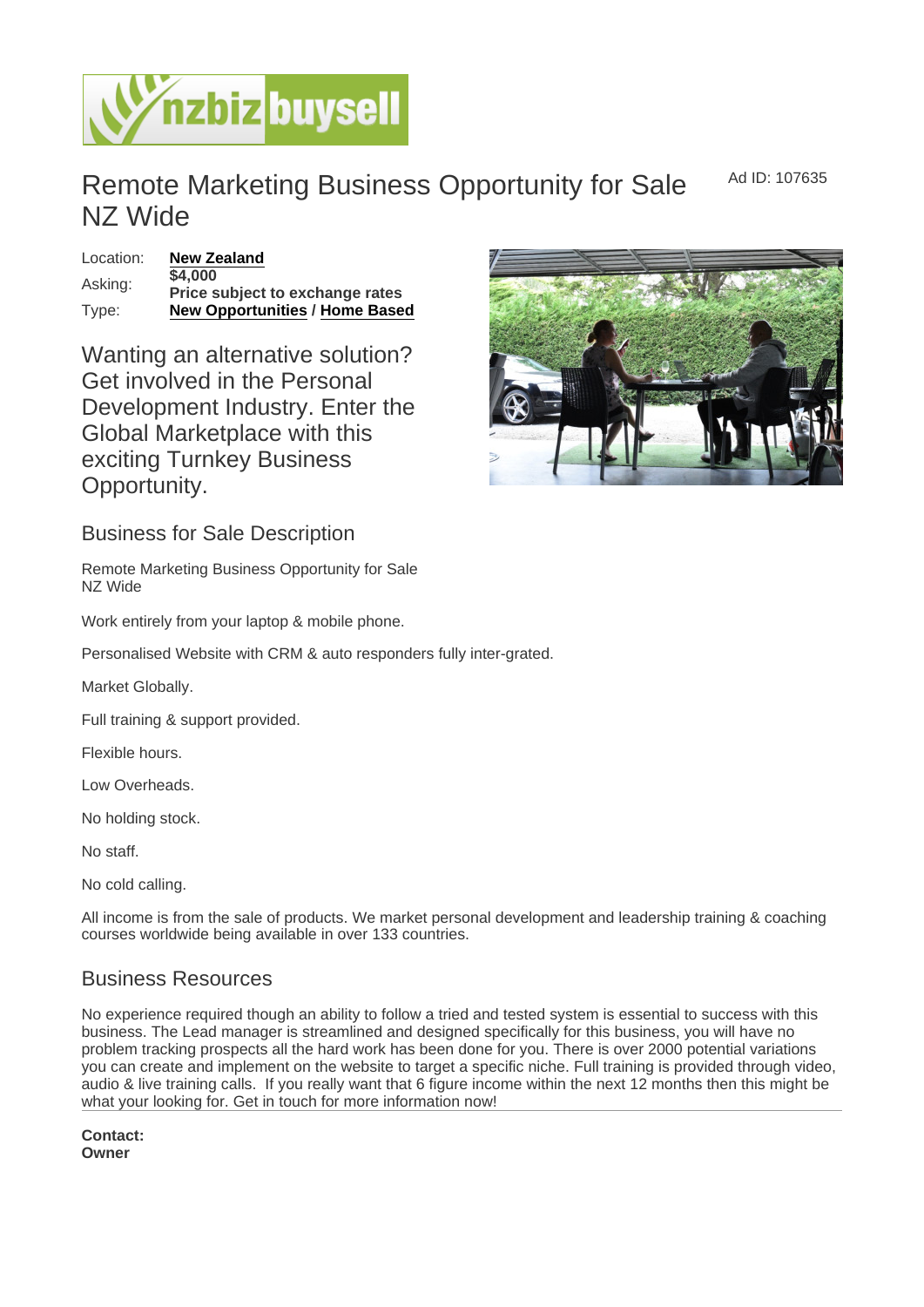# Remote Marketing Business Opportunity for Sale NZ Wide

Ad ID: 107635

| | |
|---|---|
| Location: | **New Zealand** |
| Asking: | **$4,000** **Price subject to exchange rates** |
| Type: | **New Opportunities / Home Based** |

Wanting an alternative solution? Get involved in the Personal Development Industry. Enter the Global Marketplace with this exciting Turnkey Business Opportunity.

## Business for Sale Description

Remote Marketing Business Opportunity for Sale
NZ Wide

Work entirely from your laptop & mobile phone.

Personalised Website with CRM & auto responders fully inter-grated.

Market Globally.

Full training & support provided.

Flexible hours.

Low Overheads.

No holding stock.

No staff.

No cold calling.

All income is from the sale of products. We market personal development and leadership training & coaching courses worldwide being available in over 133 countries.

## Business Resources

No experience required though an ability to follow a tried and tested system is essential to success with this business. The Lead manager is streamlined and designed specifically for this business, you will have no problem tracking prospects all the hard work has been done for you. There is over 2000 potential variations you can create and implement on the website to target a specific niche. Full training is provided through video, audio & live training calls. If you really want that 6 figure income within the next 12 months then this might be what your looking for. Get in touch for more information now!

**Contact:**
**Owner**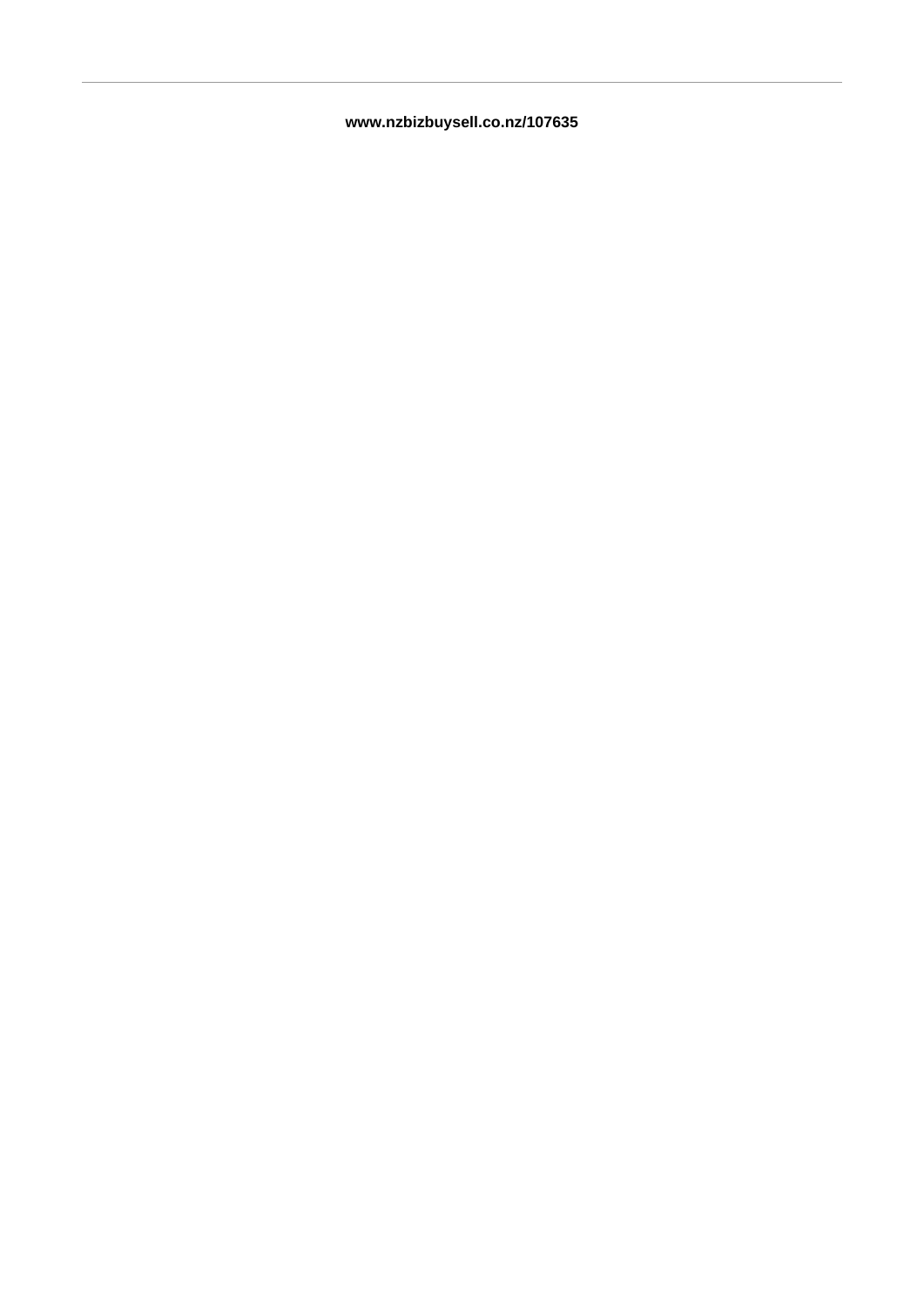www.nzbizbuysell.co.nz/107635